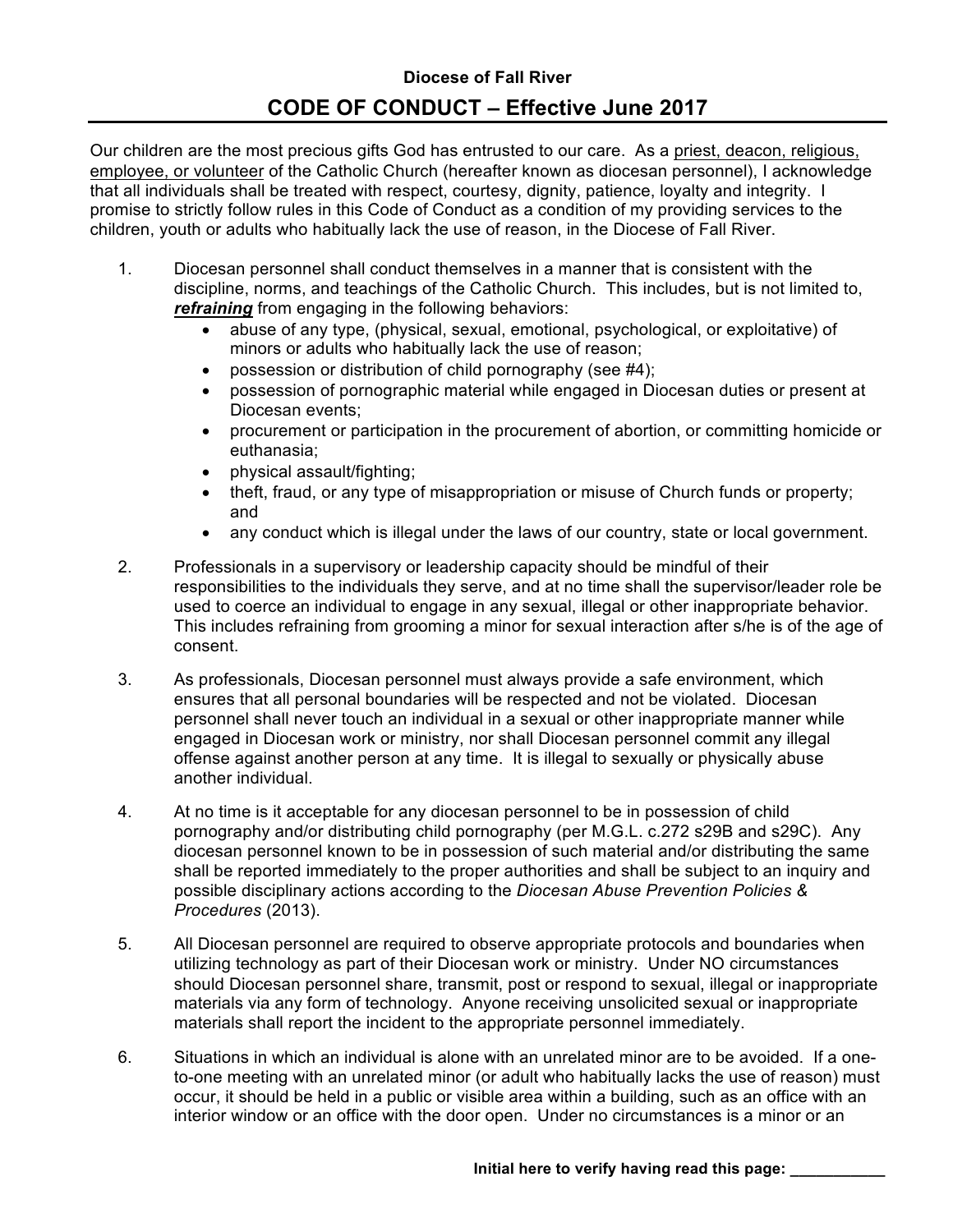**Diocese of Fall River**

# CODE OF CONDUCT – Effective June 2017

Our children are the most precious gifts God has entrusted to our care. As a priest, deacon, religious, employee, or volunteer of the Catholic Church (hereafter known as diocesan personnel), I acknowledge that all individuals shall be treated with respect, courtesy, dignity, patience, loyalty and integrity. I promise to strictly follow rules in this Code of Conduct as a condition of my providing services to the children, youth or adults who habitually lack the use of reason, in the Diocese of Fall River.

1. Diocesan personnel shall conduct themselves in a manner that is consistent with the discipline, norms, and teachings of the Catholic Church. This includes, but is not limited to, ***refraining*** from engaging in the following behaviors:
   - abuse of any type, (physical, sexual, emotional, psychological, or exploitative) of minors or adults who habitually lack the use of reason;
   - possession or distribution of child pornography (see #4);
   - possession of pornographic material while engaged in Diocesan duties or present at Diocesan events;
   - procurement or participation in the procurement of abortion, or committing homicide or euthanasia;
   - physical assault/fighting;
   - theft, fraud, or any type of misappropriation or misuse of Church funds or property; and
   - any conduct which is illegal under the laws of our country, state or local government.

2. Professionals in a supervisory or leadership capacity should be mindful of their responsibilities to the individuals they serve, and at no time shall the supervisor/leader role be used to coerce an individual to engage in any sexual, illegal or other inappropriate behavior. This includes refraining from grooming a minor for sexual interaction after s/he is of the age of consent.

3. As professionals, Diocesan personnel must always provide a safe environment, which ensures that all personal boundaries will be respected and not be violated. Diocesan personnel shall never touch an individual in a sexual or other inappropriate manner while engaged in Diocesan work or ministry, nor shall Diocesan personnel commit any illegal offense against another person at any time. It is illegal to sexually or physically abuse another individual.

4. At no time is it acceptable for any diocesan personnel to be in possession of child pornography and/or distributing child pornography (per M.G.L. c.272 s29B and s29C). Any diocesan personnel known to be in possession of such material and/or distributing the same shall be reported immediately to the proper authorities and shall be subject to an inquiry and possible disciplinary actions according to the *Diocesan Abuse Prevention Policies & Procedures* (2013).

5. All Diocesan personnel are required to observe appropriate protocols and boundaries when utilizing technology as part of their Diocesan work or ministry. Under NO circumstances should Diocesan personnel share, transmit, post or respond to sexual, illegal or inappropriate materials via any form of technology. Anyone receiving unsolicited sexual or inappropriate materials shall report the incident to the appropriate personnel immediately.

6. Situations in which an individual is alone with an unrelated minor are to be avoided. If a one-to-one meeting with an unrelated minor (or adult who habitually lacks the use of reason) must occur, it should be held in a public or visible area within a building, such as an office with an interior window or an office with the door open. Under no circumstances is a minor or an

**Initial here to verify having read this page: ___________**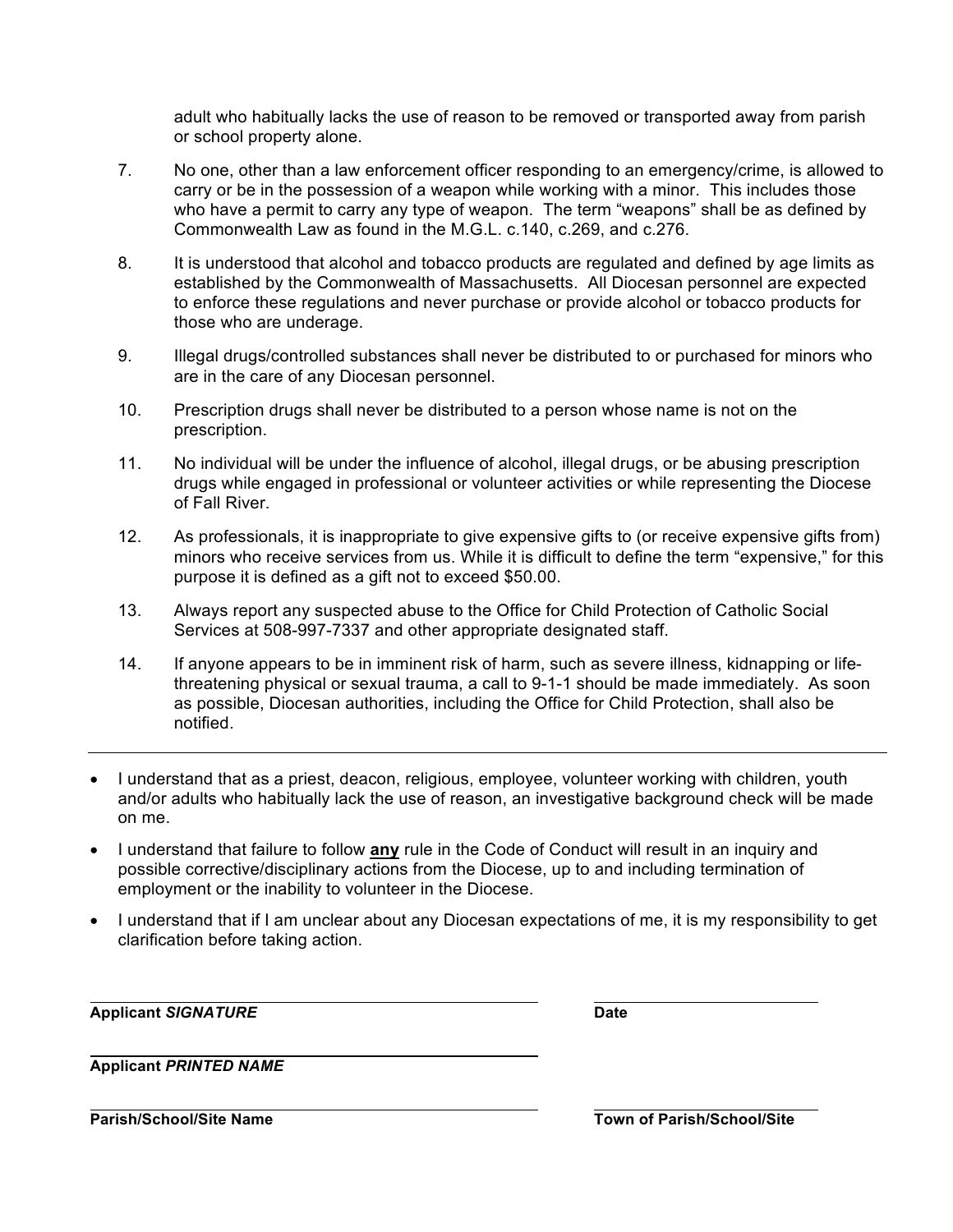adult who habitually lacks the use of reason to be removed or transported away from parish or school property alone.

7. No one, other than a law enforcement officer responding to an emergency/crime, is allowed to carry or be in the possession of a weapon while working with a minor. This includes those who have a permit to carry any type of weapon. The term "weapons" shall be as defined by Commonwealth Law as found in the M.G.L. c.140, c.269, and c.276.

8. It is understood that alcohol and tobacco products are regulated and defined by age limits as established by the Commonwealth of Massachusetts. All Diocesan personnel are expected to enforce these regulations and never purchase or provide alcohol or tobacco products for those who are underage.

9. Illegal drugs/controlled substances shall never be distributed to or purchased for minors who are in the care of any Diocesan personnel.

10. Prescription drugs shall never be distributed to a person whose name is not on the prescription.

11. No individual will be under the influence of alcohol, illegal drugs, or be abusing prescription drugs while engaged in professional or volunteer activities or while representing the Diocese of Fall River.

12. As professionals, it is inappropriate to give expensive gifts to (or receive expensive gifts from) minors who receive services from us. While it is difficult to define the term "expensive," for this purpose it is defined as a gift not to exceed $50.00.

13. Always report any suspected abuse to the Office for Child Protection of Catholic Social Services at 508-997-7337 and other appropriate designated staff.

14. If anyone appears to be in imminent risk of harm, such as severe illness, kidnapping or life-threatening physical or sexual trauma, a call to 9-1-1 should be made immediately. As soon as possible, Diocesan authorities, including the Office for Child Protection, shall also be notified.

---

- I understand that as a priest, deacon, religious, employee, volunteer working with children, youth and/or adults who habitually lack the use of reason, an investigative background check will be made on me.
- I understand that failure to follow **any** rule in the Code of Conduct will result in an inquiry and possible corrective/disciplinary actions from the Diocese, up to and including termination of employment or the inability to volunteer in the Diocese.
- I understand that if I am unclear about any Diocesan expectations of me, it is my responsibility to get clarification before taking action.

______________________________ ______________________

**Applicant *SIGNATURE*** **Date**

______________________________

**Applicant *PRINTED NAME***

______________________________ ______________________

**Parish/School/Site Name** **Town of Parish/School/Site**